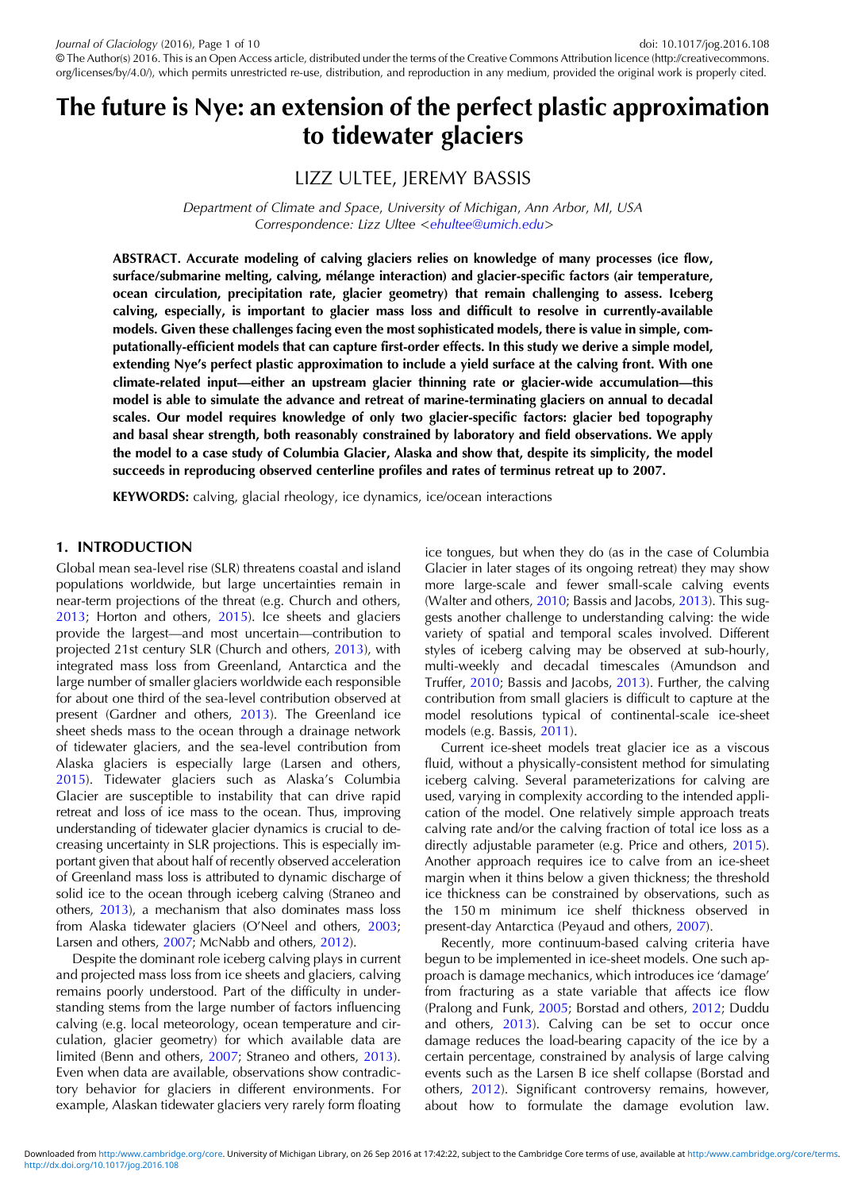© The Author(s) 2016. This is an Open Access article, distributed under the terms of the Creative Commons Attribution licence (http://creativecommons.org/licenses/by/4.0/), which permits unrestricted re-use, distribution, and reproduction in any medium, provided the original work is properly cited.

# The future is Nye: an extension of the perfect plastic approximation to tidewater glaciers

LIZZ ULTEE, JEREMY BASSIS

*Department of Climate and Space, University of Michigan, Ann Arbor, MI, USA*
*Correspondence: Lizz Ultee <ehultee@umich.edu>*

**ABSTRACT. Accurate modeling of calving glaciers relies on knowledge of many processes (ice flow, surface/submarine melting, calving, mélange interaction) and glacier-specific factors (air temperature, ocean circulation, precipitation rate, glacier geometry) that remain challenging to assess. Iceberg calving, especially, is important to glacier mass loss and difficult to resolve in currently-available models. Given these challenges facing even the most sophisticated models, there is value in simple, computationally-efficient models that can capture first-order effects. In this study we derive a simple model, extending Nye's perfect plastic approximation to include a yield surface at the calving front. With one climate-related input—either an upstream glacier thinning rate or glacier-wide accumulation—this model is able to simulate the advance and retreat of marine-terminating glaciers on annual to decadal scales. Our model requires knowledge of only two glacier-specific factors: glacier bed topography and basal shear strength, both reasonably constrained by laboratory and field observations. We apply the model to a case study of Columbia Glacier, Alaska and show that, despite its simplicity, the model succeeds in reproducing observed centerline profiles and rates of terminus retreat up to 2007.**

**KEYWORDS:** calving, glacial rheology, ice dynamics, ice/ocean interactions

## 1. INTRODUCTION

Global mean sea-level rise (SLR) threatens coastal and island populations worldwide, but large uncertainties remain in near-term projections of the threat (e.g. Church and others, 2013; Horton and others, 2015). Ice sheets and glaciers provide the largest—and most uncertain—contribution to projected 21st century SLR (Church and others, 2013), with integrated mass loss from Greenland, Antarctica and the large number of smaller glaciers worldwide each responsible for about one third of the sea-level contribution observed at present (Gardner and others, 2013). The Greenland ice sheet sheds mass to the ocean through a drainage network of tidewater glaciers, and the sea-level contribution from Alaska glaciers is especially large (Larsen and others, 2015). Tidewater glaciers such as Alaska's Columbia Glacier are susceptible to instability that can drive rapid retreat and loss of ice mass to the ocean. Thus, improving understanding of tidewater glacier dynamics is crucial to decreasing uncertainty in SLR projections. This is especially important given that about half of recently observed acceleration of Greenland mass loss is attributed to dynamic discharge of solid ice to the ocean through iceberg calving (Straneo and others, 2013), a mechanism that also dominates mass loss from Alaska tidewater glaciers (O'Neel and others, 2003; Larsen and others, 2007; McNabb and others, 2012).

Despite the dominant role iceberg calving plays in current and projected mass loss from ice sheets and glaciers, calving remains poorly understood. Part of the difficulty in understanding stems from the large number of factors influencing calving (e.g. local meteorology, ocean temperature and circulation, glacier geometry) for which available data are limited (Benn and others, 2007; Straneo and others, 2013). Even when data are available, observations show contradictory behavior for glaciers in different environments. For example, Alaskan tidewater glaciers very rarely form floating ice tongues, but when they do (as in the case of Columbia Glacier in later stages of its ongoing retreat) they may show more large-scale and fewer small-scale calving events (Walter and others, 2010; Bassis and Jacobs, 2013). This suggests another challenge to understanding calving: the wide variety of spatial and temporal scales involved. Different styles of iceberg calving may be observed at sub-hourly, multi-weekly and decadal timescales (Amundson and Truffer, 2010; Bassis and Jacobs, 2013). Further, the calving contribution from small glaciers is difficult to capture at the model resolutions typical of continental-scale ice-sheet models (e.g. Bassis, 2011).

Current ice-sheet models treat glacier ice as a viscous fluid, without a physically-consistent method for simulating iceberg calving. Several parameterizations for calving are used, varying in complexity according to the intended application of the model. One relatively simple approach treats calving rate and/or the calving fraction of total ice loss as a directly adjustable parameter (e.g. Price and others, 2015). Another approach requires ice to calve from an ice-sheet margin when it thins below a given thickness; the threshold ice thickness can be constrained by observations, such as the 150 m minimum ice shelf thickness observed in present-day Antarctica (Peyaud and others, 2007).

Recently, more continuum-based calving criteria have begun to be implemented in ice-sheet models. One such approach is damage mechanics, which introduces ice 'damage' from fracturing as a state variable that affects ice flow (Pralong and Funk, 2005; Borstad and others, 2012; Duddu and others, 2013). Calving can be set to occur once damage reduces the load-bearing capacity of the ice by a certain percentage, constrained by analysis of large calving events such as the Larsen B ice shelf collapse (Borstad and others, 2012). Significant controversy remains, however, about how to formulate the damage evolution law.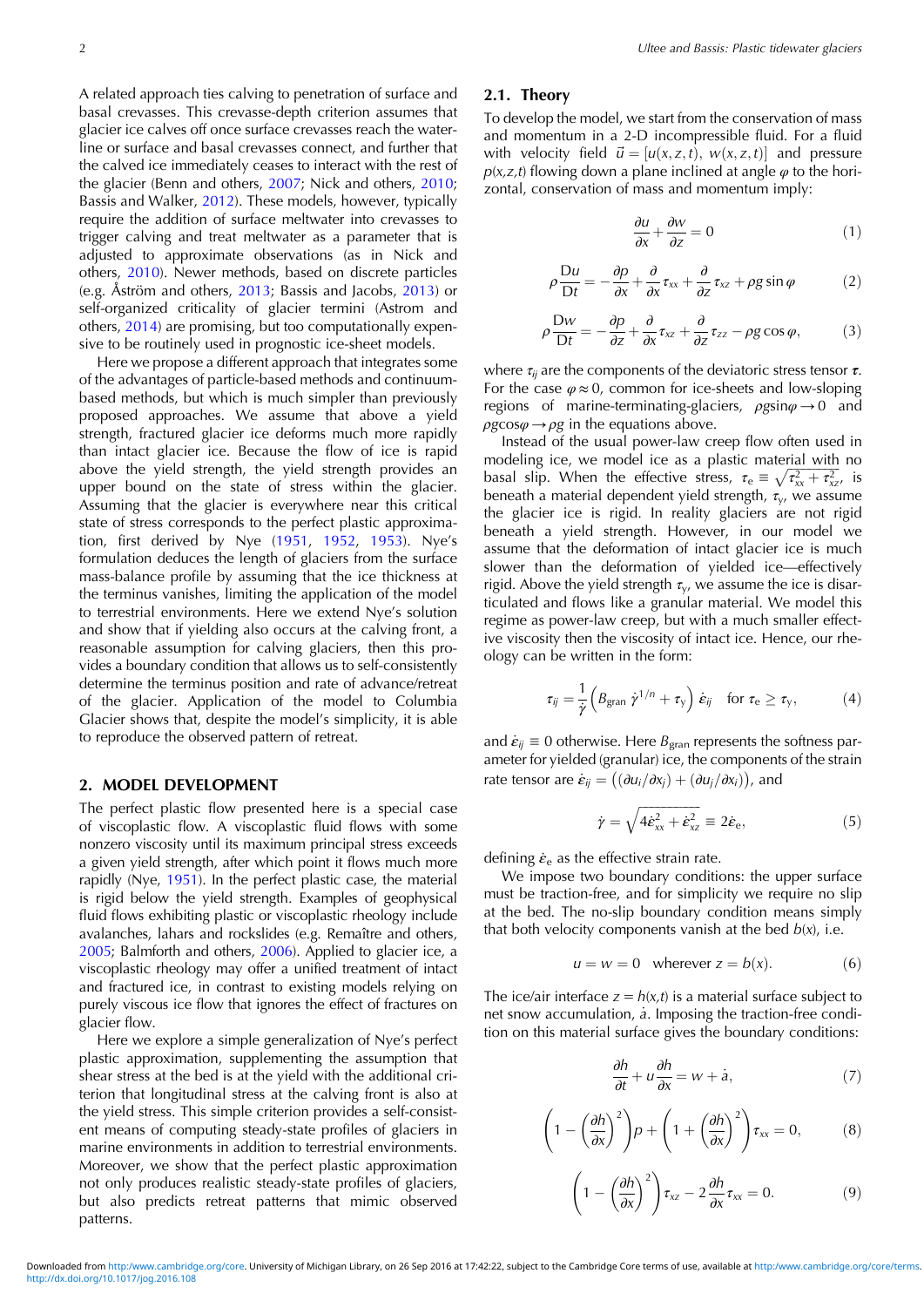A related approach ties calving to penetration of surface and basal crevasses. This crevasse-depth criterion assumes that glacier ice calves off once surface crevasses reach the waterline or surface and basal crevasses connect, and further that the calved ice immediately ceases to interact with the rest of the glacier (Benn and others, 2007; Nick and others, 2010; Bassis and Walker, 2012). These models, however, typically require the addition of surface meltwater into crevasses to trigger calving and treat meltwater as a parameter that is adjusted to approximate observations (as in Nick and others, 2010). Newer methods, based on discrete particles (e.g. Åström and others, 2013; Bassis and Jacobs, 2013) or self-organized criticality of glacier termini (Astrom and others, 2014) are promising, but too computationally expensive to be routinely used in prognostic ice-sheet models.

Here we propose a different approach that integrates some of the advantages of particle-based methods and continuum-based methods, but which is much simpler than previously proposed approaches. We assume that above a yield strength, fractured glacier ice deforms much more rapidly than intact glacier ice. Because the flow of ice is rapid above the yield strength, the yield strength provides an upper bound on the state of stress within the glacier. Assuming that the glacier is everywhere near this critical state of stress corresponds to the perfect plastic approximation, first derived by Nye (1951, 1952, 1953). Nye's formulation deduces the length of glaciers from the surface mass-balance profile by assuming that the ice thickness at the terminus vanishes, limiting the application of the model to terrestrial environments. Here we extend Nye's solution and show that if yielding also occurs at the calving front, a reasonable assumption for calving glaciers, then this provides a boundary condition that allows us to self-consistently determine the terminus position and rate of advance/retreat of the glacier. Application of the model to Columbia Glacier shows that, despite the model's simplicity, it is able to reproduce the observed pattern of retreat.

## 2. MODEL DEVELOPMENT

The perfect plastic flow presented here is a special case of viscoplastic flow. A viscoplastic fluid flows with some nonzero viscosity until its maximum principal stress exceeds a given yield strength, after which point it flows much more rapidly (Nye, 1951). In the perfect plastic case, the material is rigid below the yield strength. Examples of geophysical fluid flows exhibiting plastic or viscoplastic rheology include avalanches, lahars and rockslides (e.g. Remaître and others, 2005; Balmforth and others, 2006). Applied to glacier ice, a viscoplastic rheology may offer a unified treatment of intact and fractured ice, in contrast to existing models relying on purely viscous ice flow that ignores the effect of fractures on glacier flow.

Here we explore a simple generalization of Nye's perfect plastic approximation, supplementing the assumption that shear stress at the bed is at the yield with the additional criterion that longitudinal stress at the calving front is also at the yield stress. This simple criterion provides a self-consistent means of computing steady-state profiles of glaciers in marine environments in addition to terrestrial environments. Moreover, we show that the perfect plastic approximation not only produces realistic steady-state profiles of glaciers, but also predicts retreat patterns that mimic observed patterns.

### 2.1. Theory

To develop the model, we start from the conservation of mass and momentum in a 2-D incompressible fluid. For a fluid with velocity field $\vec{u} = [u(x, z, t),\ w(x, z, t)]$ and pressure $p(x,z,t)$ flowing down a plane inclined at angle $\varphi$ to the horizontal, conservation of mass and momentum imply:

$$\frac{\partial u}{\partial x} + \frac{\partial w}{\partial z} = 0 \tag{1}$$

$$\rho \frac{\mathrm{D}u}{\mathrm{D}t} = -\frac{\partial p}{\partial x} + \frac{\partial}{\partial x}\tau_{xx} + \frac{\partial}{\partial z}\tau_{xz} + \rho g \sin\varphi \tag{2}$$

$$\rho \frac{\mathrm{D}w}{\mathrm{D}t} = -\frac{\partial p}{\partial z} + \frac{\partial}{\partial x}\tau_{xz} + \frac{\partial}{\partial z}\tau_{zz} - \rho g \cos\varphi, \tag{3}$$

where $\tau_{ij}$ are the components of the deviatoric stress tensor $\boldsymbol{\tau}$. For the case $\varphi \approx 0$, common for ice-sheets and low-sloping regions of marine-terminating-glaciers, $\rho g \sin\varphi \to 0$ and $\rho g \cos\varphi \to \rho g$ in the equations above.

Instead of the usual power-law creep flow often used in modeling ice, we model ice as a plastic material with no basal slip. When the effective stress, $\tau_e \equiv \sqrt{\tau_{xx}^2 + \tau_{xz}^2}$, is beneath a material dependent yield strength, $\tau_y$, we assume the glacier ice is rigid. In reality glaciers are not rigid beneath a yield strength. However, in our model we assume that the deformation of intact glacier ice is much slower than the deformation of yielded ice—effectively rigid. Above the yield strength $\tau_y$, we assume the ice is disarticulated and flows like a granular material. We model this regime as power-law creep, but with a much smaller effective viscosity then the viscosity of intact ice. Hence, our rheology can be written in the form:

$$\tau_{ij} = \frac{1}{\dot{\gamma}}\left(B_{\text{gran}}\,\dot{\gamma}^{1/n} + \tau_y\right)\dot{\varepsilon}_{ij} \quad \text{for } \tau_e \geq \tau_y, \tag{4}$$

and $\dot{\varepsilon}_{ij} \equiv 0$ otherwise. Here $B_{\text{gran}}$ represents the softness parameter for yielded (granular) ice, the components of the strain rate tensor are $\dot{\varepsilon}_{ij} = \left((\partial u_i/\partial x_j) + (\partial u_j/\partial x_i)\right)$, and

$$\dot{\gamma} = \sqrt{4\dot{\varepsilon}_{xx}^2 + \dot{\varepsilon}_{xz}^2} \equiv 2\dot{\varepsilon}_e, \tag{5}$$

defining $\dot{\varepsilon}_e$ as the effective strain rate.

We impose two boundary conditions: the upper surface must be traction-free, and for simplicity we require no slip at the bed. The no-slip boundary condition means simply that both velocity components vanish at the bed $b(x)$, i.e.

$$u = w = 0 \quad \text{wherever } z = b(x). \tag{6}$$

The ice/air interface $z = h(x,t)$ is a material surface subject to net snow accumulation, $\dot{a}$. Imposing the traction-free condition on this material surface gives the boundary conditions:

$$\frac{\partial h}{\partial t} + u\frac{\partial h}{\partial x} = w + \dot{a}, \tag{7}$$

$$\left(1 - \left(\frac{\partial h}{\partial x}\right)^2\right)p + \left(1 + \left(\frac{\partial h}{\partial x}\right)^2\right)\tau_{xx} = 0, \tag{8}$$

$$\left(1 - \left(\frac{\partial h}{\partial x}\right)^2\right)\tau_{xz} - 2\frac{\partial h}{\partial x}\tau_{xx} = 0. \tag{9}$$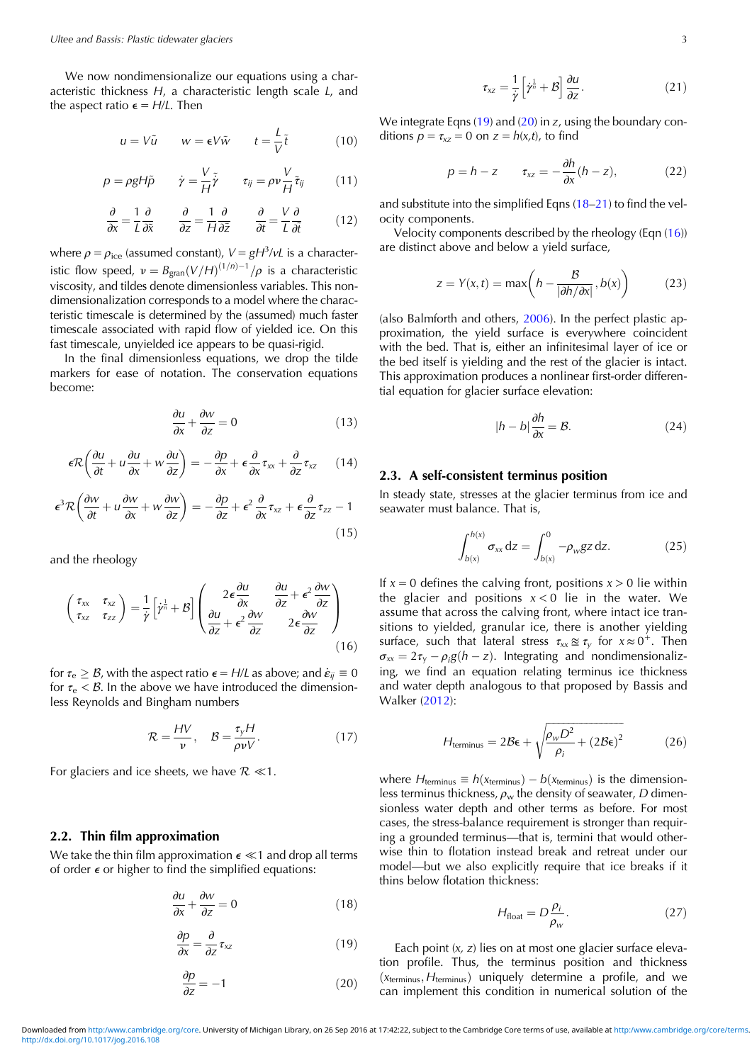We now nondimensionalize our equations using a characteristic thickness $H$, a characteristic length scale $L$, and the aspect ratio $\epsilon = H/L$. Then

$$u = V\tilde{u} \qquad w = \epsilon V\tilde{w} \qquad t = \frac{L}{V}\tilde{t} \tag{10}$$

$$p = \rho g H\tilde{p} \qquad \dot{\gamma} = \frac{V}{H}\tilde{\dot{\gamma}} \qquad \tau_{ij} = \rho\nu\frac{V}{H}\tilde{\tau}_{ij} \tag{11}$$

$$\frac{\partial}{\partial x} = \frac{1}{L}\frac{\partial}{\partial \tilde{x}} \qquad \frac{\partial}{\partial z} = \frac{1}{H}\frac{\partial}{\partial \tilde{z}} \qquad \frac{\partial}{\partial t} = \frac{V}{L}\frac{\partial}{\partial \tilde{t}} \tag{12}$$

where $\rho = \rho_{\rm ice}$ (assumed constant), $V = gH^3/\nu L$ is a characteristic flow speed, $\nu = B_{\rm gran}(V/H)^{(1/n)-1}/\rho$ is a characteristic viscosity, and tildes denote dimensionless variables. This nondimensionalization corresponds to a model where the characteristic timescale is determined by the (assumed) much faster timescale associated with rapid flow of yielded ice. On this fast timescale, unyielded ice appears to be quasi-rigid.

In the final dimensionless equations, we drop the tilde markers for ease of notation. The conservation equations become:

$$\frac{\partial u}{\partial x} + \frac{\partial w}{\partial z} = 0 \tag{13}$$

$$\epsilon\mathcal{R}\left(\frac{\partial u}{\partial t} + u\frac{\partial u}{\partial x} + w\frac{\partial u}{\partial z}\right) = -\frac{\partial p}{\partial x} + \epsilon\frac{\partial}{\partial x}\tau_{xx} + \frac{\partial}{\partial z}\tau_{xz} \tag{14}$$

$$\epsilon^3\mathcal{R}\left(\frac{\partial w}{\partial t} + u\frac{\partial w}{\partial x} + w\frac{\partial w}{\partial z}\right) = -\frac{\partial p}{\partial z} + \epsilon^2\frac{\partial}{\partial x}\tau_{xz} + \epsilon\frac{\partial}{\partial z}\tau_{zz} - 1 \tag{15}$$

and the rheology

$$\begin{pmatrix} \tau_{xx} & \tau_{xz} \\ \tau_{xz} & \tau_{zz} \end{pmatrix} = \frac{1}{\dot{\gamma}}\left[\dot{\gamma}^{\frac{1}{n}} + \mathcal{B}\right]\begin{pmatrix} 2\epsilon\dfrac{\partial u}{\partial x} & \dfrac{\partial u}{\partial z} + \epsilon^2\dfrac{\partial w}{\partial z} \\ \dfrac{\partial u}{\partial z} + \epsilon^2\dfrac{\partial w}{\partial z} & 2\epsilon\dfrac{\partial w}{\partial z} \end{pmatrix} \tag{16}$$

for $\tau_e \geq \mathcal{B}$, with the aspect ratio $\epsilon = H/L$ as above; and $\dot{\varepsilon}_{ij} \equiv 0$ for $\tau_e < \mathcal{B}$. In the above we have introduced the dimensionless Reynolds and Bingham numbers

$$\mathcal{R} = \frac{HV}{\nu}, \quad \mathcal{B} = \frac{\tau_y H}{\rho\nu V}. \tag{17}$$

For glaciers and ice sheets, we have $\mathcal{R} \ll 1$.

## 2.2. Thin film approximation

We take the thin film approximation $\epsilon \ll 1$ and drop all terms of order $\epsilon$ or higher to find the simplified equations:

$$\frac{\partial u}{\partial x} + \frac{\partial w}{\partial z} = 0 \tag{18}$$

$$\frac{\partial p}{\partial x} = \frac{\partial}{\partial z}\tau_{xz} \tag{19}$$

$$\frac{\partial p}{\partial z} = -1 \tag{20}$$

$$\tau_{xz} = \frac{1}{\dot{\gamma}}\left[\dot{\gamma}^{\frac{1}{n}} + \mathcal{B}\right]\frac{\partial u}{\partial z}. \tag{21}$$

We integrate Eqns (19) and (20) in $z$, using the boundary conditions $p = \tau_{xz} = 0$ on $z = h(x,t)$, to find

$$p = h - z \qquad \tau_{xz} = -\frac{\partial h}{\partial x}(h - z), \tag{22}$$

and substitute into the simplified Eqns (18–21) to find the velocity components.

Velocity components described by the rheology (Eqn (16)) are distinct above and below a yield surface,

$$z = Y(x,t) = \max\left(h - \frac{\mathcal{B}}{|\partial h/\partial x|}, b(x)\right) \tag{23}$$

(also Balmforth and others, 2006). In the perfect plastic approximation, the yield surface is everywhere coincident with the bed. That is, either an infinitesimal layer of ice or the bed itself is yielding and the rest of the glacier is intact. This approximation produces a nonlinear first-order differential equation for glacier surface elevation:

$$|h - b|\frac{\partial h}{\partial x} = \mathcal{B}. \tag{24}$$

## 2.3. A self-consistent terminus position

In steady state, stresses at the glacier terminus from ice and seawater must balance. That is,

$$\int_{b(x)}^{h(x)} \sigma_{xx}\,\mathrm{d}z = \int_{b(x)}^{0} -\rho_w g z\,\mathrm{d}z. \tag{25}$$

If $x = 0$ defines the calving front, positions $x > 0$ lie within the glacier and positions $x < 0$ lie in the water. We assume that across the calving front, where intact ice transitions to yielded, granular ice, there is another yielding surface, such that lateral stress $\tau_{xx} \cong \tau_y$ for $x \approx 0^+$. Then $\sigma_{xx} = 2\tau_y - \rho_i g(h - z)$. Integrating and nondimensionalizing, we find an equation relating terminus ice thickness and water depth analogous to that proposed by Bassis and Walker (2012):

$$H_{\rm terminus} = 2\mathcal{B}\epsilon + \sqrt{\frac{\rho_w D^2}{\rho_i} + (2\mathcal{B}\epsilon)^2} \tag{26}$$

where $H_{\rm terminus} \equiv h(x_{\rm terminus}) - b(x_{\rm terminus})$ is the dimensionless terminus thickness, $\rho_w$ the density of seawater, $D$ dimensionless water depth and other terms as before. For most cases, the stress-balance requirement is stronger than requiring a grounded terminus—that is, termini that would otherwise thin to flotation instead break and retreat under our model—but we also explicitly require that ice breaks if it thins below flotation thickness:

$$H_{\rm float} = D\frac{\rho_i}{\rho_w}. \tag{27}$$

Each point $(x, z)$ lies on at most one glacier surface elevation profile. Thus, the terminus position and thickness $(x_{\rm terminus}, H_{\rm terminus})$ uniquely determine a profile, and we can implement this condition in numerical solution of the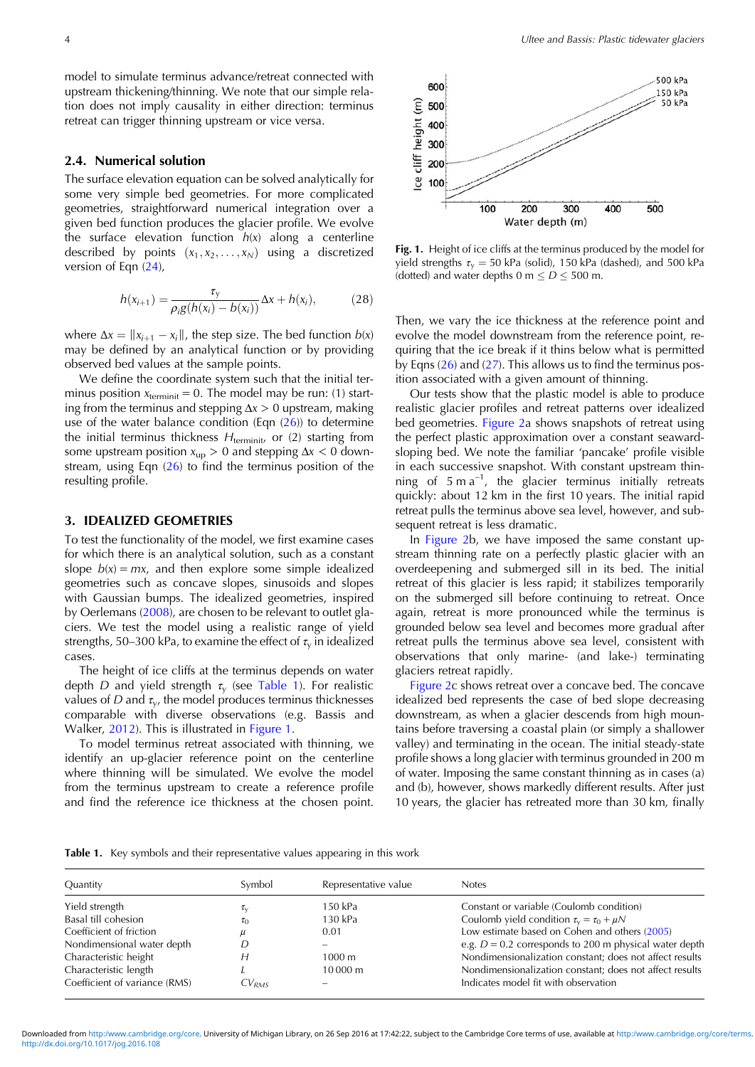model to simulate terminus advance/retreat connected with upstream thickening/thinning. We note that our simple relation does not imply causality in either direction: terminus retreat can trigger thinning upstream or vice versa.

### 2.4. Numerical solution

The surface elevation equation can be solved analytically for some very simple bed geometries. For more complicated geometries, straightforward numerical integration over a given bed function produces the glacier profile. We evolve the surface elevation function $h(x)$ along a centerline described by points $(x_1, x_2, \ldots, x_N)$ using a discretized version of Eqn (24),

$$h(x_{i+1}) = \frac{\tau_y}{\rho_i g(h(x_i) - b(x_i))}\Delta x + h(x_i), \tag{28}$$

where $\Delta x = \|x_{i+1} - x_i\|$, the step size. The bed function $b(x)$ may be defined by an analytical function or by providing observed bed values at the sample points.

We define the coordinate system such that the initial terminus position $x_{\text{terminit}} = 0$. The model may be run: (1) starting from the terminus and stepping $\Delta x > 0$ upstream, making use of the water balance condition (Eqn (26)) to determine the initial terminus thickness $H_{\text{terminit}}$, or (2) starting from some upstream position $x_{\text{up}} > 0$ and stepping $\Delta x < 0$ downstream, using Eqn (26) to find the terminus position of the resulting profile.

## 3. IDEALIZED GEOMETRIES

To test the functionality of the model, we first examine cases for which there is an analytical solution, such as a constant slope $b(x) = mx$, and then explore some simple idealized geometries such as concave slopes, sinusoids and slopes with Gaussian bumps. The idealized geometries, inspired by Oerlemans (2008), are chosen to be relevant to outlet glaciers. We test the model using a realistic range of yield strengths, 50–300 kPa, to examine the effect of $\tau_y$ in idealized cases.

The height of ice cliffs at the terminus depends on water depth $D$ and yield strength $\tau_y$ (see Table 1). For realistic values of $D$ and $\tau_y$, the model produces terminus thicknesses comparable with diverse observations (e.g. Bassis and Walker, 2012). This is illustrated in Figure 1.

To model terminus retreat associated with thinning, we identify an up-glacier reference point on the centerline where thinning will be simulated. We evolve the model from the terminus upstream to create a reference profile and find the reference ice thickness at the chosen point.

**Fig. 1.** Height of ice cliffs at the terminus produced by the model for yield strengths $\tau_y = 50$ kPa (solid), 150 kPa (dashed), and 500 kPa (dotted) and water depths 0 m $\leq D \leq$ 500 m.

Then, we vary the ice thickness at the reference point and evolve the model downstream from the reference point, requiring that the ice break if it thins below what is permitted by Eqns (26) and (27). This allows us to find the terminus position associated with a given amount of thinning.

Our tests show that the plastic model is able to produce realistic glacier profiles and retreat patterns over idealized bed geometries. Figure 2a shows snapshots of retreat using the perfect plastic approximation over a constant seaward-sloping bed. We note the familiar 'pancake' profile visible in each successive snapshot. With constant upstream thinning of 5 m a$^{-1}$, the glacier terminus initially retreats quickly: about 12 km in the first 10 years. The initial rapid retreat pulls the terminus above sea level, however, and subsequent retreat is less dramatic.

In Figure 2b, we have imposed the same constant upstream thinning rate on a perfectly plastic glacier with an overdeepening and submerged sill in its bed. The initial retreat of this glacier is less rapid; it stabilizes temporarily on the submerged sill before continuing to retreat. Once again, retreat is more pronounced while the terminus is grounded below sea level and becomes more gradual after retreat pulls the terminus above sea level, consistent with observations that only marine- (and lake-) terminating glaciers retreat rapidly.

Figure 2c shows retreat over a concave bed. The concave idealized bed represents the case of bed slope decreasing downstream, as when a glacier descends from high mountains before traversing a coastal plain (or simply a shallower valley) and terminating in the ocean. The initial steady-state profile shows a long glacier with terminus grounded in 200 m of water. Imposing the same constant thinning as in cases (a) and (b), however, shows markedly different results. After just 10 years, the glacier has retreated more than 30 km, finally

**Table 1.** Key symbols and their representative values appearing in this work

| Quantity | Symbol | Representative value | Notes |
|---|---|---|---|
| Yield strength | $\tau_y$ | 150 kPa | Constant or variable (Coulomb condition) |
| Basal till cohesion | $\tau_0$ | 130 kPa | Coulomb yield condition $\tau_y = \tau_0 + \mu N$ |
| Coefficient of friction | $\mu$ | 0.01 | Low estimate based on Cohen and others (2005) |
| Nondimensional water depth | $D$ | – | e.g. $D = 0.2$ corresponds to 200 m physical water depth |
| Characteristic height | $H$ | 1000 m | Nondimensionalization constant; does not affect results |
| Characteristic length | $L$ | 10 000 m | Nondimensionalization constant; does not affect results |
| Coefficient of variance (RMS) | $CV_{RMS}$ | – | Indicates model fit with observation |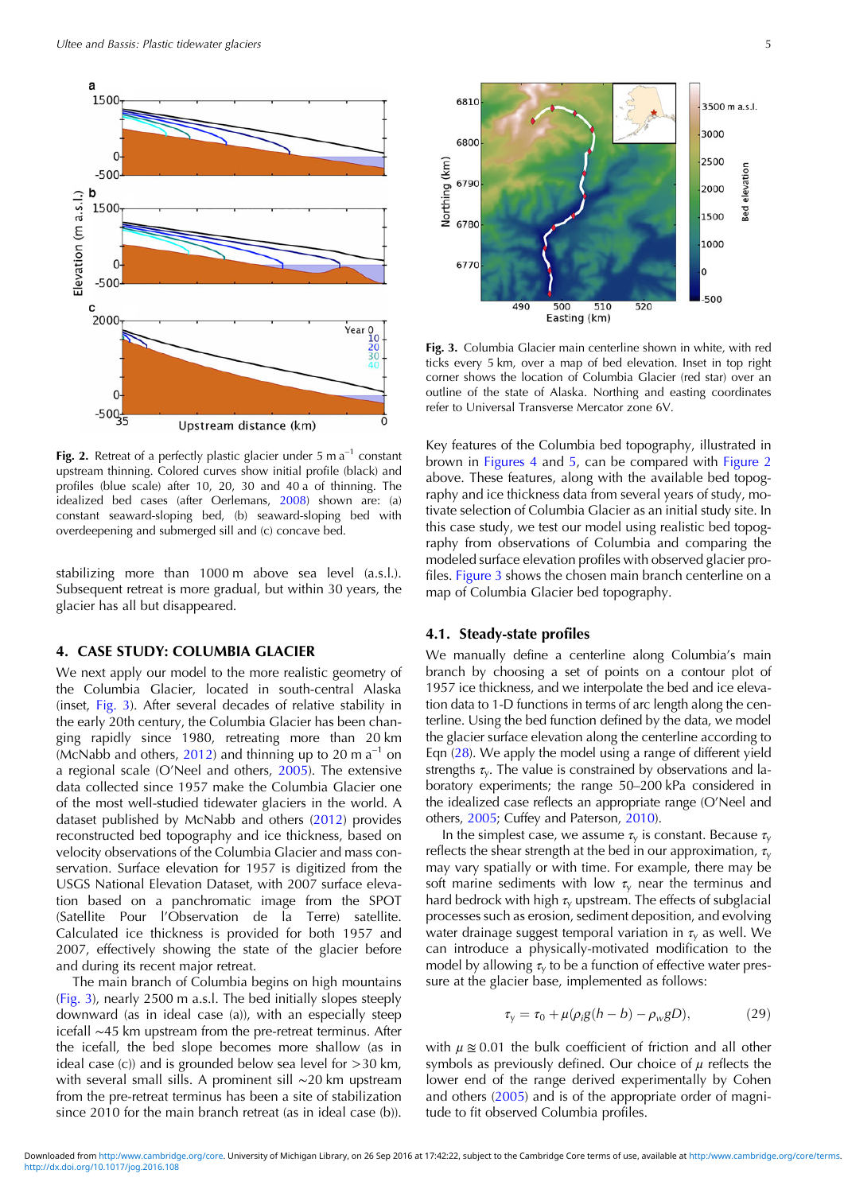**Fig. 2.** Retreat of a perfectly plastic glacier under 5 m a$^{-1}$ constant upstream thinning. Colored curves show initial profile (black) and profiles (blue scale) after 10, 20, 30 and 40 a of thinning. The idealized bed cases (after Oerlemans, 2008) shown are: (a) constant seaward-sloping bed, (b) seaward-sloping bed with overdeepening and submerged sill and (c) concave bed.

stabilizing more than 1000 m above sea level (a.s.l.). Subsequent retreat is more gradual, but within 30 years, the glacier has all but disappeared.

## 4. CASE STUDY: COLUMBIA GLACIER

We next apply our model to the more realistic geometry of the Columbia Glacier, located in south-central Alaska (inset, Fig. 3). After several decades of relative stability in the early 20th century, the Columbia Glacier has been changing rapidly since 1980, retreating more than 20 km (McNabb and others, 2012) and thinning up to 20 m a$^{-1}$ on a regional scale (O'Neel and others, 2005). The extensive data collected since 1957 make the Columbia Glacier one of the most well-studied tidewater glaciers in the world. A dataset published by McNabb and others (2012) provides reconstructed bed topography and ice thickness, based on velocity observations of the Columbia Glacier and mass conservation. Surface elevation for 1957 is digitized from the USGS National Elevation Dataset, with 2007 surface elevation based on a panchromatic image from the SPOT (Satellite Pour l'Observation de la Terre) satellite. Calculated ice thickness is provided for both 1957 and 2007, effectively showing the state of the glacier before and during its recent major retreat.

The main branch of Columbia begins on high mountains (Fig. 3), nearly 2500 m a.s.l. The bed initially slopes steeply downward (as in ideal case (a)), with an especially steep icefall ~45 km upstream from the pre-retreat terminus. After the icefall, the bed slope becomes more shallow (as in ideal case (c)) and is grounded below sea level for >30 km, with several small sills. A prominent sill ~20 km upstream from the pre-retreat terminus has been a site of stabilization since 2010 for the main branch retreat (as in ideal case (b)).

**Fig. 3.** Columbia Glacier main centerline shown in white, with red ticks every 5 km, over a map of bed elevation. Inset in top right corner shows the location of Columbia Glacier (red star) over an outline of the state of Alaska. Northing and easting coordinates refer to Universal Transverse Mercator zone 6V.

Key features of the Columbia bed topography, illustrated in brown in Figures 4 and 5, can be compared with Figure 2 above. These features, along with the available bed topography and ice thickness data from several years of study, motivate selection of Columbia Glacier as an initial study site. In this case study, we test our model using realistic bed topography from observations of Columbia and comparing the modeled surface elevation profiles with observed glacier profiles. Figure 3 shows the chosen main branch centerline on a map of Columbia Glacier bed topography.

### 4.1. Steady-state profiles

We manually define a centerline along Columbia's main branch by choosing a set of points on a contour plot of 1957 ice thickness, and we interpolate the bed and ice elevation data to 1-D functions in terms of arc length along the centerline. Using the bed function defined by the data, we model the glacier surface elevation along the centerline according to Eqn (28). We apply the model using a range of different yield strengths $\tau_y$. The value is constrained by observations and laboratory experiments; the range 50–200 kPa considered in the idealized case reflects an appropriate range (O'Neel and others, 2005; Cuffey and Paterson, 2010).

In the simplest case, we assume $\tau_y$ is constant. Because $\tau_y$ reflects the shear strength at the bed in our approximation, $\tau_y$ may vary spatially or with time. For example, there may be soft marine sediments with low $\tau_y$ near the terminus and hard bedrock with high $\tau_y$ upstream. The effects of subglacial processes such as erosion, sediment deposition, and evolving water drainage suggest temporal variation in $\tau_y$ as well. We can introduce a physically-motivated modification to the model by allowing $\tau_y$ to be a function of effective water pressure at the glacier base, implemented as follows:

$$\tau_y = \tau_0 + \mu(\rho_i g(h - b) - \rho_w g D), \qquad (29)$$

with $\mu \cong 0.01$ the bulk coefficient of friction and all other symbols as previously defined. Our choice of $\mu$ reflects the lower end of the range derived experimentally by Cohen and others (2005) and is of the appropriate order of magnitude to fit observed Columbia profiles.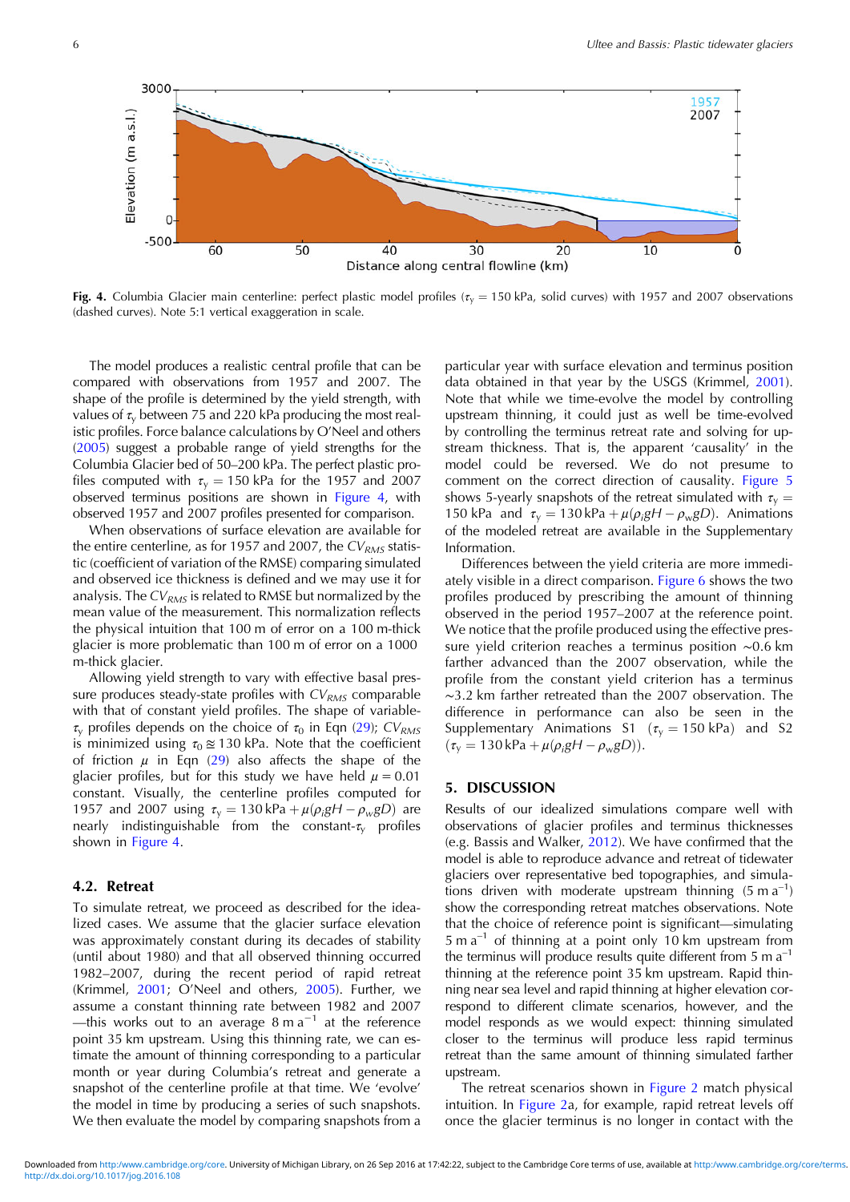**Fig. 4.** Columbia Glacier main centerline: perfect plastic model profiles ($\tau_y = 150$ kPa, solid curves) with 1957 and 2007 observations (dashed curves). Note 5:1 vertical exaggeration in scale.

The model produces a realistic central profile that can be compared with observations from 1957 and 2007. The shape of the profile is determined by the yield strength, with values of $\tau_y$ between 75 and 220 kPa producing the most realistic profiles. Force balance calculations by O'Neel and others (2005) suggest a probable range of yield strengths for the Columbia Glacier bed of 50–200 kPa. The perfect plastic profiles computed with $\tau_y = 150$ kPa for the 1957 and 2007 observed terminus positions are shown in Figure 4, with observed 1957 and 2007 profiles presented for comparison.

When observations of surface elevation are available for the entire centerline, as for 1957 and 2007, the $CV_{RMS}$ statistic (coefficient of variation of the RMSE) comparing simulated and observed ice thickness is defined and we may use it for analysis. The $CV_{RMS}$ is related to RMSE but normalized by the mean value of the measurement. This normalization reflects the physical intuition that 100 m of error on a 100 m-thick glacier is more problematic than 100 m of error on a 1000 m-thick glacier.

Allowing yield strength to vary with effective basal pressure produces steady-state profiles with $CV_{RMS}$ comparable with that of constant yield profiles. The shape of variable-$\tau_y$ profiles depends on the choice of $\tau_0$ in Eqn (29); $CV_{RMS}$ is minimized using $\tau_0 \cong 130$ kPa. Note that the coefficient of friction $\mu$ in Eqn (29) also affects the shape of the glacier profiles, but for this study we have held $\mu = 0.01$ constant. Visually, the centerline profiles computed for 1957 and 2007 using $\tau_y = 130\,\text{kPa} + \mu(\rho_i gH - \rho_w gD)$ are nearly indistinguishable from the constant-$\tau_y$ profiles shown in Figure 4.

### 4.2. Retreat

To simulate retreat, we proceed as described for the idealized cases. We assume that the glacier surface elevation was approximately constant during its decades of stability (until about 1980) and that all observed thinning occurred 1982–2007, during the recent period of rapid retreat (Krimmel, 2001; O'Neel and others, 2005). Further, we assume a constant thinning rate between 1982 and 2007 —this works out to an average 8 m a$^{-1}$ at the reference point 35 km upstream. Using this thinning rate, we can estimate the amount of thinning corresponding to a particular month or year during Columbia's retreat and generate a snapshot of the centerline profile at that time. We 'evolve' the model in time by producing a series of such snapshots. We then evaluate the model by comparing snapshots from a particular year with surface elevation and terminus position data obtained in that year by the USGS (Krimmel, 2001). Note that while we time-evolve the model by controlling upstream thinning, it could just as well be time-evolved by controlling the terminus retreat rate and solving for upstream thickness. That is, the apparent 'causality' in the model could be reversed. We do not presume to comment on the correct direction of causality. Figure 5 shows 5-yearly snapshots of the retreat simulated with $\tau_y = 150$ kPa and $\tau_y = 130\,\text{kPa} + \mu(\rho_i gH - \rho_w gD)$. Animations of the modeled retreat are available in the Supplementary Information.

Differences between the yield criteria are more immediately visible in a direct comparison. Figure 6 shows the two profiles produced by prescribing the amount of thinning observed in the period 1957–2007 at the reference point. We notice that the profile produced using the effective pressure yield criterion reaches a terminus position ~0.6 km farther advanced than the 2007 observation, while the profile from the constant yield criterion has a terminus ~3.2 km farther retreated than the 2007 observation. The difference in performance can also be seen in the Supplementary Animations S1 ($\tau_y = 150$ kPa) and S2 ($\tau_y = 130\,\text{kPa} + \mu(\rho_i gH - \rho_w gD)$).

## 5. DISCUSSION

Results of our idealized simulations compare well with observations of glacier profiles and terminus thicknesses (e.g. Bassis and Walker, 2012). We have confirmed that the model is able to reproduce advance and retreat of tidewater glaciers over representative bed topographies, and simulations driven with moderate upstream thinning (5 m a$^{-1}$) show the corresponding retreat matches observations. Note that the choice of reference point is significant—simulating 5 m a$^{-1}$ of thinning at a point only 10 km upstream from the terminus will produce results quite different from 5 m a$^{-1}$ thinning at the reference point 35 km upstream. Rapid thinning near sea level and rapid thinning at higher elevation correspond to different climate scenarios, however, and the model responds as we would expect: thinning simulated closer to the terminus will produce less rapid terminus retreat than the same amount of thinning simulated farther upstream.

The retreat scenarios shown in Figure 2 match physical intuition. In Figure 2a, for example, rapid retreat levels off once the glacier terminus is no longer in contact with the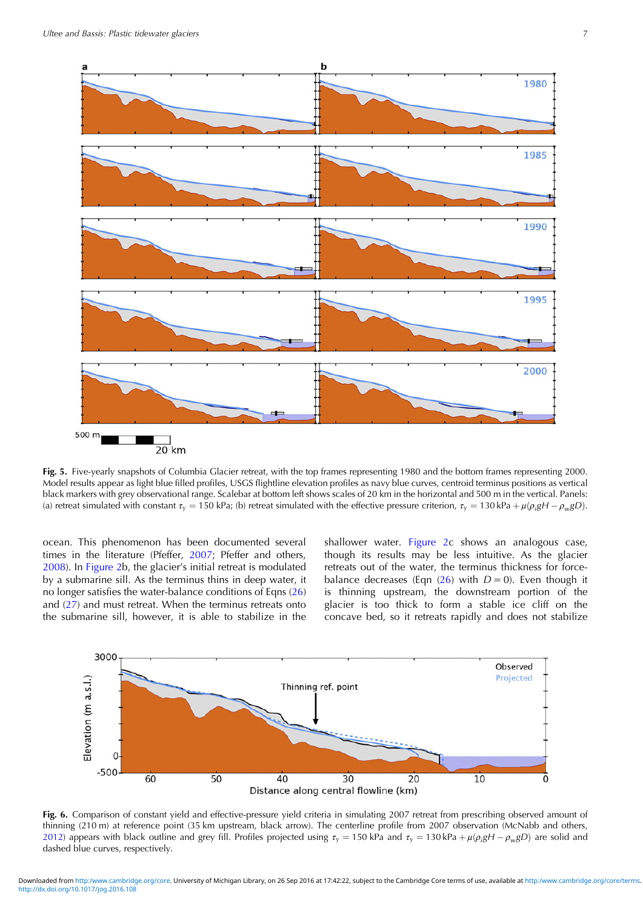**Fig. 5.** Five-yearly snapshots of Columbia Glacier retreat, with the top frames representing 1980 and the bottom frames representing 2000. Model results appear as light blue filled profiles, USGS flightline elevation profiles as navy blue curves, centroid terminus positions as vertical black markers with grey observational range. Scalebar at bottom left shows scales of 20 km in the horizontal and 500 m in the vertical. Panels: (a) retreat simulated with constant $\tau_y = 150$ kPa; (b) retreat simulated with the effective pressure criterion, $\tau_y = 130\,\text{kPa} + \mu(\rho_i g H - \rho_w g D)$.

ocean. This phenomenon has been documented several times in the literature (Pfeffer, 2007; Pfeffer and others, 2008). In Figure 2b, the glacier's initial retreat is modulated by a submarine sill. As the terminus thins in deep water, it no longer satisfies the water-balance conditions of Eqns (26) and (27) and must retreat. When the terminus retreats onto the submarine sill, however, it is able to stabilize in the shallower water. Figure 2c shows an analogous case, though its results may be less intuitive. As the glacier retreats out of the water, the terminus thickness for force-balance decreases (Eqn (26) with $D = 0$). Even though it is thinning upstream, the downstream portion of the glacier is too thick to form a stable ice cliff on the concave bed, so it retreats rapidly and does not stabilize

**Fig. 6.** Comparison of constant yield and effective-pressure yield criteria in simulating 2007 retreat from prescribing observed amount of thinning (210 m) at reference point (35 km upstream, black arrow). The centerline profile from 2007 observation (McNabb and others, 2012) appears with black outline and grey fill. Profiles projected using $\tau_y = 150$ kPa and $\tau_y = 130\,\text{kPa} + \mu(\rho_i g H - \rho_w g D)$ are solid and dashed blue curves, respectively.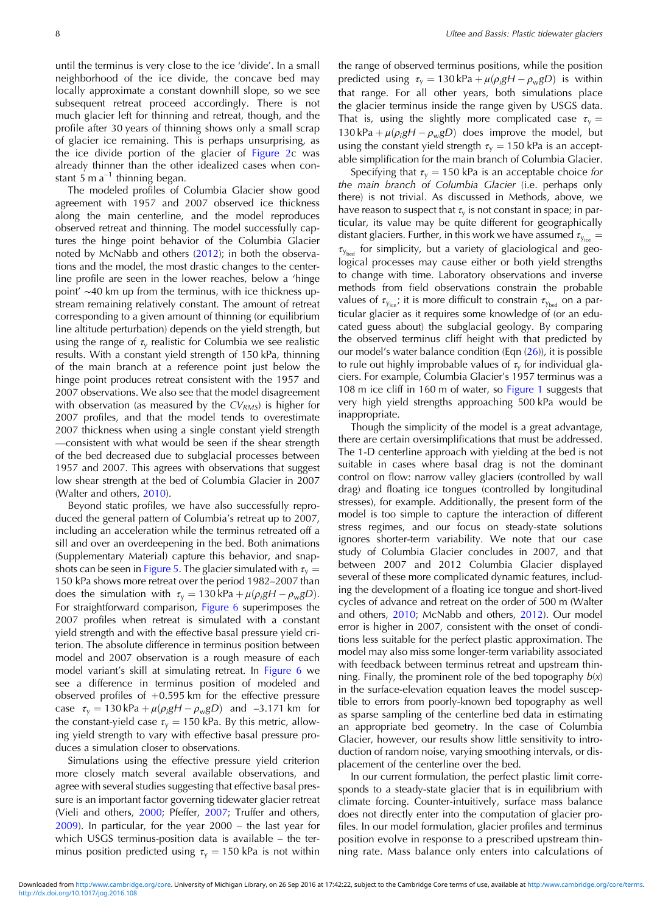until the terminus is very close to the ice 'divide'. In a small neighborhood of the ice divide, the concave bed may locally approximate a constant downhill slope, so we see subsequent retreat proceed accordingly. There is not much glacier left for thinning and retreat, though, and the profile after 30 years of thinning shows only a small scrap of glacier ice remaining. This is perhaps unsurprising, as the ice divide portion of the glacier of Figure 2c was already thinner than the other idealized cases when constant 5 m $a^{-1}$ thinning began.

The modeled profiles of Columbia Glacier show good agreement with 1957 and 2007 observed ice thickness along the main centerline, and the model reproduces observed retreat and thinning. The model successfully captures the hinge point behavior of the Columbia Glacier noted by McNabb and others (2012); in both the observations and the model, the most drastic changes to the centerline profile are seen in the lower reaches, below a 'hinge point' ~40 km up from the terminus, with ice thickness upstream remaining relatively constant. The amount of retreat corresponding to a given amount of thinning (or equilibrium line altitude perturbation) depends on the yield strength, but using the range of $\tau_y$ realistic for Columbia we see realistic results. With a constant yield strength of 150 kPa, thinning of the main branch at a reference point just below the hinge point produces retreat consistent with the 1957 and 2007 observations. We also see that the model disagreement with observation (as measured by the $CV_{RMS}$) is higher for 2007 profiles, and that the model tends to overestimate 2007 thickness when using a single constant yield strength —consistent with what would be seen if the shear strength of the bed decreased due to subglacial processes between 1957 and 2007. This agrees with observations that suggest low shear strength at the bed of Columbia Glacier in 2007 (Walter and others, 2010).

Beyond static profiles, we have also successfully reproduced the general pattern of Columbia's retreat up to 2007, including an acceleration while the terminus retreated off a sill and over an overdeepening in the bed. Both animations (Supplementary Material) capture this behavior, and snapshots can be seen in Figure 5. The glacier simulated with $\tau_y$ = 150 kPa shows more retreat over the period 1982–2007 than does the simulation with $\tau_y = 130\,\text{kPa} + \mu(\rho_i gH - \rho_w gD)$. For straightforward comparison, Figure 6 superimposes the 2007 profiles when retreat is simulated with a constant yield strength and with the effective basal pressure yield criterion. The absolute difference in terminus position between model and 2007 observation is a rough measure of each model variant's skill at simulating retreat. In Figure 6 we see a difference in terminus position of modeled and observed profiles of +0.595 km for the effective pressure case $\tau_y = 130\,\text{kPa} + \mu(\rho_i gH - \rho_w gD)$ and –3.171 km for the constant-yield case $\tau_y = 150$ kPa. By this metric, allowing yield strength to vary with effective basal pressure produces a simulation closer to observations.

Simulations using the effective pressure yield criterion more closely match several available observations, and agree with several studies suggesting that effective basal pressure is an important factor governing tidewater glacier retreat (Vieli and others, 2000; Pfeffer, 2007; Truffer and others, 2009). In particular, for the year 2000 – the last year for which USGS terminus-position data is available – the terminus position predicted using $\tau_y = 150$ kPa is not within the range of observed terminus positions, while the position predicted using $\tau_y = 130\,\text{kPa} + \mu(\rho_i gH - \rho_w gD)$ is within that range. For all other years, both simulations place the glacier terminus inside the range given by USGS data. That is, using the slightly more complicated case $\tau_y = 130\,\text{kPa} + \mu(\rho_i gH - \rho_w gD)$ does improve the model, but using the constant yield strength $\tau_y = 150$ kPa is an acceptable simplification for the main branch of Columbia Glacier.

Specifying that $\tau_y = 150$ kPa is an acceptable choice *for the main branch of Columbia Glacier* (i.e. perhaps only there) is not trivial. As discussed in Methods, above, we have reason to suspect that $\tau_y$ is not constant in space; in particular, its value may be quite different for geographically distant glaciers. Further, in this work we have assumed $\tau_{y_{\text{ice}}} = \tau_{y_{\text{bed}}}$ for simplicity, but a variety of glaciological and geological processes may cause either or both yield strengths to change with time. Laboratory observations and inverse methods from field observations constrain the probable values of $\tau_{y_{\text{ice}}}$; it is more difficult to constrain $\tau_{y_{\text{bed}}}$ on a particular glacier as it requires some knowledge of (or an educated guess about) the subglacial geology. By comparing the observed terminus cliff height with that predicted by our model's water balance condition (Eqn (26)), it is possible to rule out highly improbable values of $\tau_y$ for individual glaciers. For example, Columbia Glacier's 1957 terminus was a 108 m ice cliff in 160 m of water, so Figure 1 suggests that very high yield strengths approaching 500 kPa would be inappropriate.

Though the simplicity of the model is a great advantage, there are certain oversimplifications that must be addressed. The 1-D centerline approach with yielding at the bed is not suitable in cases where basal drag is not the dominant control on flow: narrow valley glaciers (controlled by wall drag) and floating ice tongues (controlled by longitudinal stresses), for example. Additionally, the present form of the model is too simple to capture the interaction of different stress regimes, and our focus on steady-state solutions ignores shorter-term variability. We note that our case study of Columbia Glacier concludes in 2007, and that between 2007 and 2012 Columbia Glacier displayed several of these more complicated dynamic features, including the development of a floating ice tongue and short-lived cycles of advance and retreat on the order of 500 m (Walter and others, 2010; McNabb and others, 2012). Our model error is higher in 2007, consistent with the onset of conditions less suitable for the perfect plastic approximation. The model may also miss some longer-term variability associated with feedback between terminus retreat and upstream thinning. Finally, the prominent role of the bed topography $b(x)$ in the surface-elevation equation leaves the model susceptible to errors from poorly-known bed topography as well as sparse sampling of the centerline bed data in estimating an appropriate bed geometry. In the case of Columbia Glacier, however, our results show little sensitivity to introduction of random noise, varying smoothing intervals, or displacement of the centerline over the bed.

In our current formulation, the perfect plastic limit corresponds to a steady-state glacier that is in equilibrium with climate forcing. Counter-intuitively, surface mass balance does not directly enter into the computation of glacier profiles. In our model formulation, glacier profiles and terminus position evolve in response to a prescribed upstream thinning rate. Mass balance only enters into calculations of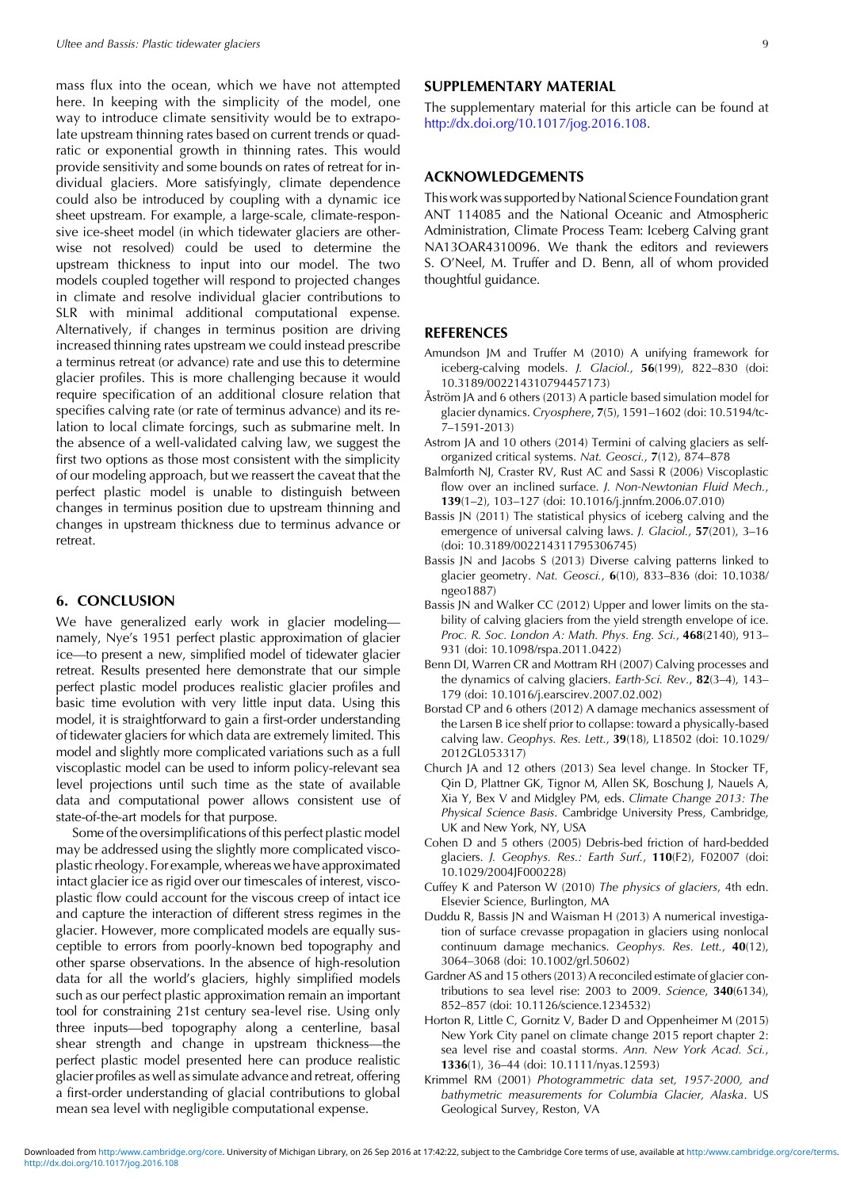mass flux into the ocean, which we have not attempted here. In keeping with the simplicity of the model, one way to introduce climate sensitivity would be to extrapolate upstream thinning rates based on current trends or quadratic or exponential growth in thinning rates. This would provide sensitivity and some bounds on rates of retreat for individual glaciers. More satisfyingly, climate dependence could also be introduced by coupling with a dynamic ice sheet upstream. For example, a large-scale, climate-responsive ice-sheet model (in which tidewater glaciers are otherwise not resolved) could be used to determine the upstream thickness to input into our model. The two models coupled together will respond to projected changes in climate and resolve individual glacier contributions to SLR with minimal additional computational expense. Alternatively, if changes in terminus position are driving increased thinning rates upstream we could instead prescribe a terminus retreat (or advance) rate and use this to determine glacier profiles. This is more challenging because it would require specification of an additional closure relation that specifies calving rate (or rate of terminus advance) and its relation to local climate forcings, such as submarine melt. In the absence of a well-validated calving law, we suggest the first two options as those most consistent with the simplicity of our modeling approach, but we reassert the caveat that the perfect plastic model is unable to distinguish between changes in terminus position due to upstream thinning and changes in upstream thickness due to terminus advance or retreat.

## 6. CONCLUSION

We have generalized early work in glacier modeling—namely, Nye's 1951 perfect plastic approximation of glacier ice—to present a new, simplified model of tidewater glacier retreat. Results presented here demonstrate that our simple perfect plastic model produces realistic glacier profiles and basic time evolution with very little input data. Using this model, it is straightforward to gain a first-order understanding of tidewater glaciers for which data are extremely limited. This model and slightly more complicated variations such as a full viscoplastic model can be used to inform policy-relevant sea level projections until such time as the state of available data and computational power allows consistent use of state-of-the-art models for that purpose.

Some of the oversimplifications of this perfect plastic model may be addressed using the slightly more complicated viscoplastic rheology. For example, whereas we have approximated intact glacier ice as rigid over our timescales of interest, viscoplastic flow could account for the viscous creep of intact ice and capture the interaction of different stress regimes in the glacier. However, more complicated models are equally susceptible to errors from poorly-known bed topography and other sparse observations. In the absence of high-resolution data for all the world's glaciers, highly simplified models such as our perfect plastic approximation remain an important tool for constraining 21st century sea-level rise. Using only three inputs—bed topography along a centerline, basal shear strength and change in upstream thickness—the perfect plastic model presented here can produce realistic glacier profiles as well as simulate advance and retreat, offering a first-order understanding of glacial contributions to global mean sea level with negligible computational expense.

## SUPPLEMENTARY MATERIAL

The supplementary material for this article can be found at http://dx.doi.org/10.1017/jog.2016.108.

## ACKNOWLEDGEMENTS

This work was supported by National Science Foundation grant ANT 114085 and the National Oceanic and Atmospheric Administration, Climate Process Team: Iceberg Calving grant NA13OAR4310096. We thank the editors and reviewers S. O'Neel, M. Truffer and D. Benn, all of whom provided thoughtful guidance.

## REFERENCES

Amundson JM and Truffer M (2010) A unifying framework for iceberg-calving models. *J. Glaciol.*, **56**(199), 822–830 (doi: 10.3189/002214310794457173)

Åström JA and 6 others (2013) A particle based simulation model for glacier dynamics. *Cryosphere*, **7**(5), 1591–1602 (doi: 10.5194/tc-7–1591-2013)

Astrom JA and 10 others (2014) Termini of calving glaciers as self-organized critical systems. *Nat. Geosci.*, **7**(12), 874–878

Balmforth NJ, Craster RV, Rust AC and Sassi R (2006) Viscoplastic flow over an inclined surface. *J. Non-Newtonian Fluid Mech.*, **139**(1–2), 103–127 (doi: 10.1016/j.jnnfm.2006.07.010)

Bassis JN (2011) The statistical physics of iceberg calving and the emergence of universal calving laws. *J. Glaciol.*, **57**(201), 3–16 (doi: 10.3189/002214311795306745)

Bassis JN and Jacobs S (2013) Diverse calving patterns linked to glacier geometry. *Nat. Geosci.*, **6**(10), 833–836 (doi: 10.1038/ngeo1887)

Bassis JN and Walker CC (2012) Upper and lower limits on the stability of calving glaciers from the yield strength envelope of ice. *Proc. R. Soc. London A: Math. Phys. Eng. Sci.*, **468**(2140), 913–931 (doi: 10.1098/rspa.2011.0422)

Benn DI, Warren CR and Mottram RH (2007) Calving processes and the dynamics of calving glaciers. *Earth-Sci. Rev.*, **82**(3–4), 143–179 (doi: 10.1016/j.earscirev.2007.02.002)

Borstad CP and 6 others (2012) A damage mechanics assessment of the Larsen B ice shelf prior to collapse: toward a physically-based calving law. *Geophys. Res. Lett.*, **39**(18), L18502 (doi: 10.1029/2012GL053317)

Church JA and 12 others (2013) Sea level change. In Stocker TF, Qin D, Plattner GK, Tignor M, Allen SK, Boschung J, Nauels A, Xia Y, Bex V and Midgley PM, eds. *Climate Change 2013: The Physical Science Basis*. Cambridge University Press, Cambridge, UK and New York, NY, USA

Cohen D and 5 others (2005) Debris-bed friction of hard-bedded glaciers. *J. Geophys. Res.: Earth Surf.*, **110**(F2), F02007 (doi: 10.1029/2004JF000228)

Cuffey K and Paterson W (2010) *The physics of glaciers*, 4th edn. Elsevier Science, Burlington, MA

Duddu R, Bassis JN and Waisman H (2013) A numerical investigation of surface crevasse propagation in glaciers using nonlocal continuum damage mechanics. *Geophys. Res. Lett.*, **40**(12), 3064–3068 (doi: 10.1002/grl.50602)

Gardner AS and 15 others (2013) A reconciled estimate of glacier contributions to sea level rise: 2003 to 2009. *Science*, **340**(6134), 852–857 (doi: 10.1126/science.1234532)

Horton R, Little C, Gornitz V, Bader D and Oppenheimer M (2015) New York City panel on climate change 2015 report chapter 2: sea level rise and coastal storms. *Ann. New York Acad. Sci.*, **1336**(1), 36–44 (doi: 10.1111/nyas.12593)

Krimmel RM (2001) *Photogrammetric data set, 1957-2000, and bathymetric measurements for Columbia Glacier, Alaska*. US Geological Survey, Reston, VA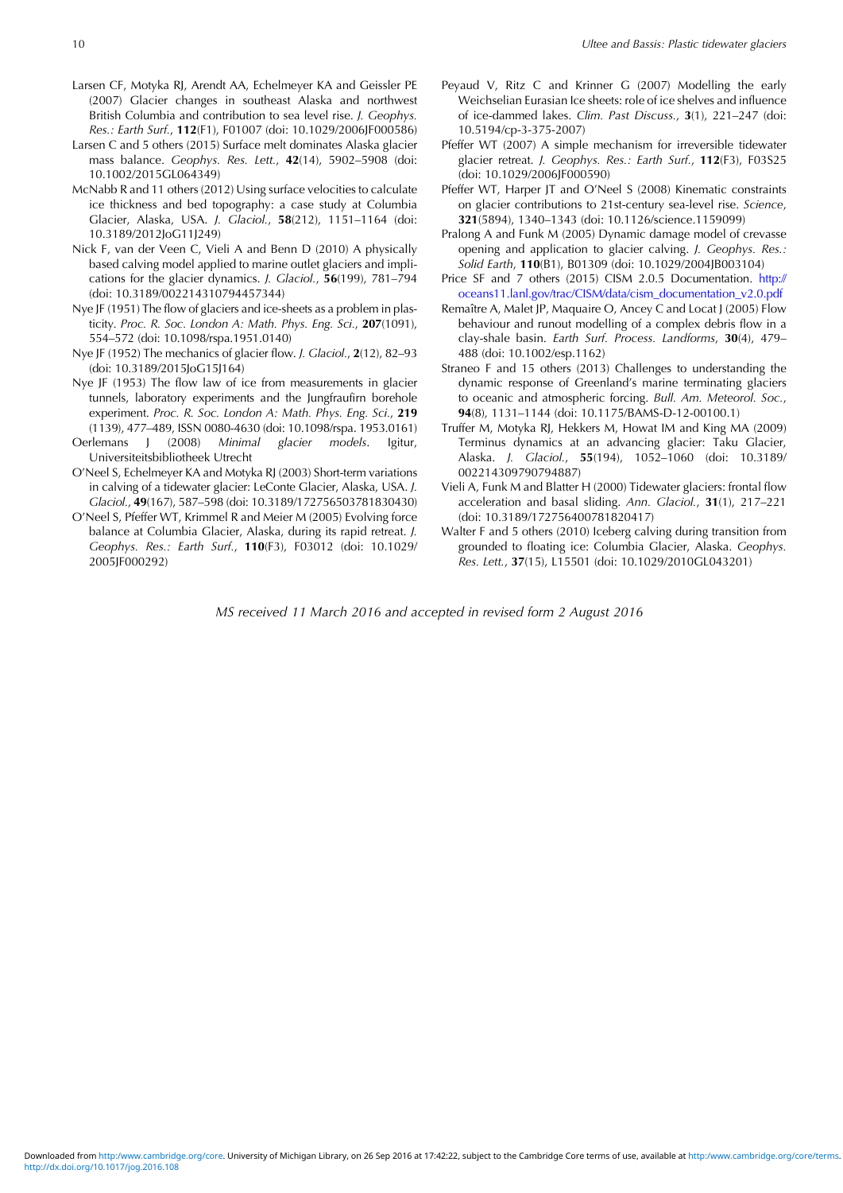Larsen CF, Motyka RJ, Arendt AA, Echelmeyer KA and Geissler PE (2007) Glacier changes in southeast Alaska and northwest British Columbia and contribution to sea level rise. *J. Geophys. Res.: Earth Surf.*, **112**(F1), F01007 (doi: 10.1029/2006JF000586)

Larsen C and 5 others (2015) Surface melt dominates Alaska glacier mass balance. *Geophys. Res. Lett.*, **42**(14), 5902–5908 (doi: 10.1002/2015GL064349)

McNabb R and 11 others (2012) Using surface velocities to calculate ice thickness and bed topography: a case study at Columbia Glacier, Alaska, USA. *J. Glaciol.*, **58**(212), 1151–1164 (doi: 10.3189/2012JoG11J249)

Nick F, van der Veen C, Vieli A and Benn D (2010) A physically based calving model applied to marine outlet glaciers and implications for the glacier dynamics. *J. Glaciol.*, **56**(199), 781–794 (doi: 10.3189/002214310794457344)

Nye JF (1951) The flow of glaciers and ice-sheets as a problem in plasticity. *Proc. R. Soc. London A: Math. Phys. Eng. Sci.*, **207**(1091), 554–572 (doi: 10.1098/rspa.1951.0140)

Nye JF (1952) The mechanics of glacier flow. *J. Glaciol.*, **2**(12), 82–93 (doi: 10.3189/2015JoG15J164)

Nye JF (1953) The flow law of ice from measurements in glacier tunnels, laboratory experiments and the Jungfraufirn borehole experiment. *Proc. R. Soc. London A: Math. Phys. Eng. Sci.*, **219** (1139), 477–489, ISSN 0080-4630 (doi: 10.1098/rspa. 1953.0161)

Oerlemans J (2008) *Minimal glacier models*. Igitur, Universiteitsbibliotheek Utrecht

O'Neel S, Echelmeyer KA and Motyka RJ (2003) Short-term variations in calving of a tidewater glacier: LeConte Glacier, Alaska, USA. *J. Glaciol.*, **49**(167), 587–598 (doi: 10.3189/172756503781830430)

O'Neel S, Pfeffer WT, Krimmel R and Meier M (2005) Evolving force balance at Columbia Glacier, Alaska, during its rapid retreat. *J. Geophys. Res.: Earth Surf.*, **110**(F3), F03012 (doi: 10.1029/2005JF000292)

Peyaud V, Ritz C and Krinner G (2007) Modelling the early Weichselian Eurasian Ice sheets: role of ice shelves and influence of ice-dammed lakes. *Clim. Past Discuss.*, **3**(1), 221–247 (doi: 10.5194/cp-3-375-2007)

Pfeffer WT (2007) A simple mechanism for irreversible tidewater glacier retreat. *J. Geophys. Res.: Earth Surf.*, **112**(F3), F03S25 (doi: 10.1029/2006JF000590)

Pfeffer WT, Harper JT and O'Neel S (2008) Kinematic constraints on glacier contributions to 21st-century sea-level rise. *Science*, **321**(5894), 1340–1343 (doi: 10.1126/science.1159099)

Pralong A and Funk M (2005) Dynamic damage model of crevasse opening and application to glacier calving. *J. Geophys. Res.: Solid Earth*, **110**(B1), B01309 (doi: 10.1029/2004JB003104)

Price SF and 7 others (2015) CISM 2.0.5 Documentation. http://oceans11.lanl.gov/trac/CISM/data/cism_documentation_v2.0.pdf

Remaître A, Malet JP, Maquaire O, Ancey C and Locat J (2005) Flow behaviour and runout modelling of a complex debris flow in a clay-shale basin. *Earth Surf. Process. Landforms*, **30**(4), 479–488 (doi: 10.1002/esp.1162)

Straneo F and 15 others (2013) Challenges to understanding the dynamic response of Greenland's marine terminating glaciers to oceanic and atmospheric forcing. *Bull. Am. Meteorol. Soc.*, **94**(8), 1131–1144 (doi: 10.1175/BAMS-D-12-00100.1)

Truffer M, Motyka RJ, Hekkers M, Howat IM and King MA (2009) Terminus dynamics at an advancing glacier: Taku Glacier, Alaska. *J. Glaciol.*, **55**(194), 1052–1060 (doi: 10.3189/002214309790794887)

Vieli A, Funk M and Blatter H (2000) Tidewater glaciers: frontal flow acceleration and basal sliding. *Ann. Glaciol.*, **31**(1), 217–221 (doi: 10.3189/172756400781820417)

Walter F and 5 others (2010) Iceberg calving during transition from grounded to floating ice: Columbia Glacier, Alaska. *Geophys. Res. Lett.*, **37**(15), L15501 (doi: 10.1029/2010GL043201)

*MS received 11 March 2016 and accepted in revised form 2 August 2016*